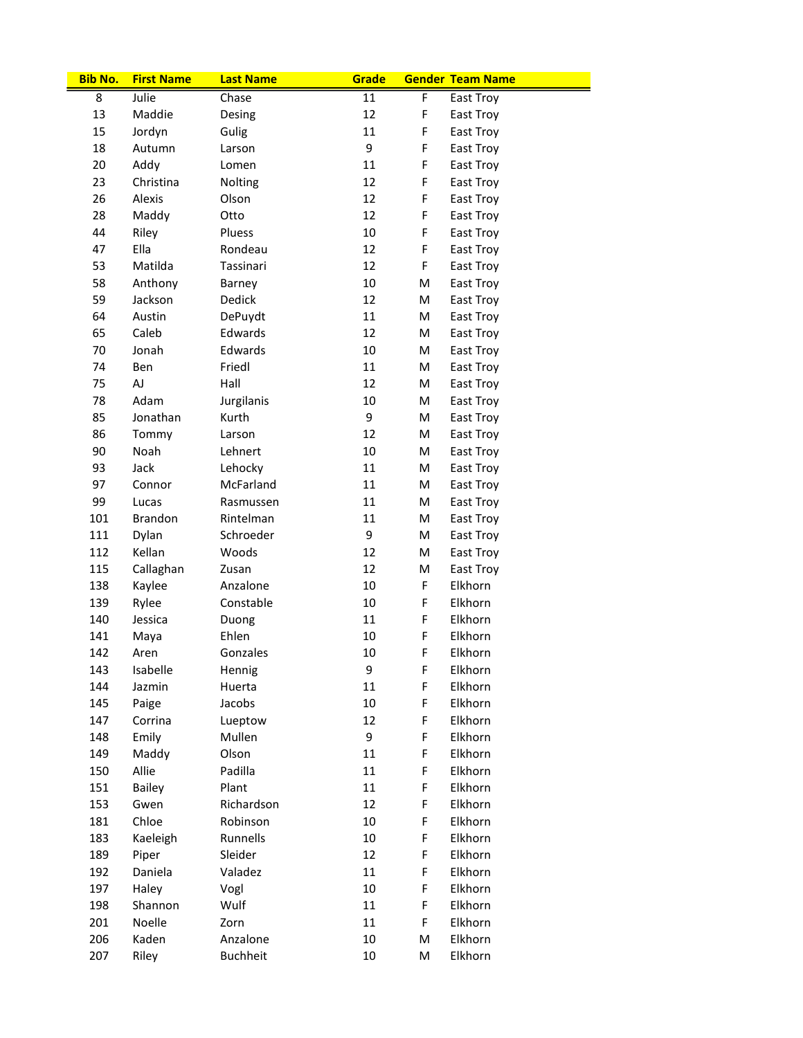| Bib No. | First Name | Last Name | Grade | Gender | Team Name |
|---|---|---|---|---|---|
| 8 | Julie | Chase | 11 | F | East Troy |
| 13 | Maddie | Desing | 12 | F | East Troy |
| 15 | Jordyn | Gulig | 11 | F | East Troy |
| 18 | Autumn | Larson | 9 | F | East Troy |
| 20 | Addy | Lomen | 11 | F | East Troy |
| 23 | Christina | Nolting | 12 | F | East Troy |
| 26 | Alexis | Olson | 12 | F | East Troy |
| 28 | Maddy | Otto | 12 | F | East Troy |
| 44 | Riley | Pluess | 10 | F | East Troy |
| 47 | Ella | Rondeau | 12 | F | East Troy |
| 53 | Matilda | Tassinari | 12 | F | East Troy |
| 58 | Anthony | Barney | 10 | M | East Troy |
| 59 | Jackson | Dedick | 12 | M | East Troy |
| 64 | Austin | DePuydt | 11 | M | East Troy |
| 65 | Caleb | Edwards | 12 | M | East Troy |
| 70 | Jonah | Edwards | 10 | M | East Troy |
| 74 | Ben | Friedl | 11 | M | East Troy |
| 75 | AJ | Hall | 12 | M | East Troy |
| 78 | Adam | Jurgilanis | 10 | M | East Troy |
| 85 | Jonathan | Kurth | 9 | M | East Troy |
| 86 | Tommy | Larson | 12 | M | East Troy |
| 90 | Noah | Lehnert | 10 | M | East Troy |
| 93 | Jack | Lehocky | 11 | M | East Troy |
| 97 | Connor | McFarland | 11 | M | East Troy |
| 99 | Lucas | Rasmussen | 11 | M | East Troy |
| 101 | Brandon | Rintelman | 11 | M | East Troy |
| 111 | Dylan | Schroeder | 9 | M | East Troy |
| 112 | Kellan | Woods | 12 | M | East Troy |
| 115 | Callaghan | Zusan | 12 | M | East Troy |
| 138 | Kaylee | Anzalone | 10 | F | Elkhorn |
| 139 | Rylee | Constable | 10 | F | Elkhorn |
| 140 | Jessica | Duong | 11 | F | Elkhorn |
| 141 | Maya | Ehlen | 10 | F | Elkhorn |
| 142 | Aren | Gonzales | 10 | F | Elkhorn |
| 143 | Isabelle | Hennig | 9 | F | Elkhorn |
| 144 | Jazmin | Huerta | 11 | F | Elkhorn |
| 145 | Paige | Jacobs | 10 | F | Elkhorn |
| 147 | Corrina | Lueptow | 12 | F | Elkhorn |
| 148 | Emily | Mullen | 9 | F | Elkhorn |
| 149 | Maddy | Olson | 11 | F | Elkhorn |
| 150 | Allie | Padilla | 11 | F | Elkhorn |
| 151 | Bailey | Plant | 11 | F | Elkhorn |
| 153 | Gwen | Richardson | 12 | F | Elkhorn |
| 181 | Chloe | Robinson | 10 | F | Elkhorn |
| 183 | Kaeleigh | Runnells | 10 | F | Elkhorn |
| 189 | Piper | Sleider | 12 | F | Elkhorn |
| 192 | Daniela | Valadez | 11 | F | Elkhorn |
| 197 | Haley | Vogl | 10 | F | Elkhorn |
| 198 | Shannon | Wulf | 11 | F | Elkhorn |
| 201 | Noelle | Zorn | 11 | F | Elkhorn |
| 206 | Kaden | Anzalone | 10 | M | Elkhorn |
| 207 | Riley | Buchheit | 10 | M | Elkhorn |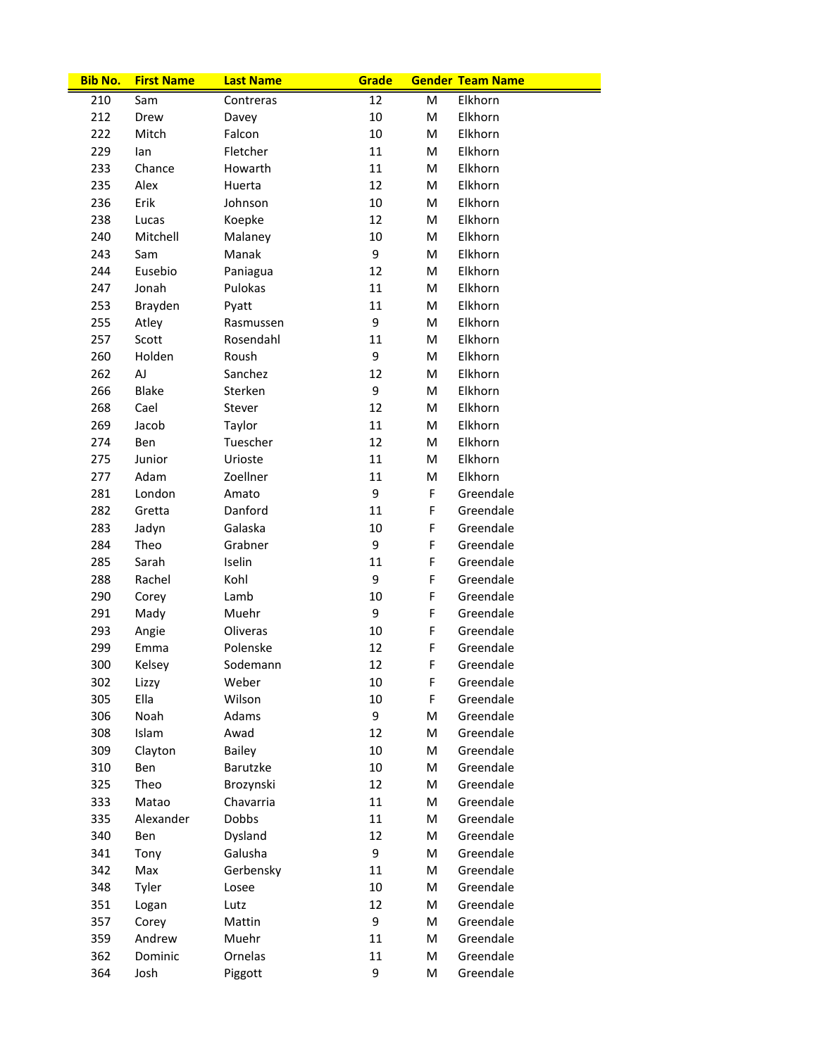| Bib No. | First Name | Last Name | Grade | Gender | Team Name |
|---|---|---|---|---|---|
| 210 | Sam | Contreras | 12 | M | Elkhorn |
| 212 | Drew | Davey | 10 | M | Elkhorn |
| 222 | Mitch | Falcon | 10 | M | Elkhorn |
| 229 | Ian | Fletcher | 11 | M | Elkhorn |
| 233 | Chance | Howarth | 11 | M | Elkhorn |
| 235 | Alex | Huerta | 12 | M | Elkhorn |
| 236 | Erik | Johnson | 10 | M | Elkhorn |
| 238 | Lucas | Koepke | 12 | M | Elkhorn |
| 240 | Mitchell | Malaney | 10 | M | Elkhorn |
| 243 | Sam | Manak | 9 | M | Elkhorn |
| 244 | Eusebio | Paniagua | 12 | M | Elkhorn |
| 247 | Jonah | Pulokas | 11 | M | Elkhorn |
| 253 | Brayden | Pyatt | 11 | M | Elkhorn |
| 255 | Atley | Rasmussen | 9 | M | Elkhorn |
| 257 | Scott | Rosendahl | 11 | M | Elkhorn |
| 260 | Holden | Roush | 9 | M | Elkhorn |
| 262 | AJ | Sanchez | 12 | M | Elkhorn |
| 266 | Blake | Sterken | 9 | M | Elkhorn |
| 268 | Cael | Stever | 12 | M | Elkhorn |
| 269 | Jacob | Taylor | 11 | M | Elkhorn |
| 274 | Ben | Tuescher | 12 | M | Elkhorn |
| 275 | Junior | Urioste | 11 | M | Elkhorn |
| 277 | Adam | Zoellner | 11 | M | Elkhorn |
| 281 | London | Amato | 9 | F | Greendale |
| 282 | Gretta | Danford | 11 | F | Greendale |
| 283 | Jadyn | Galaska | 10 | F | Greendale |
| 284 | Theo | Grabner | 9 | F | Greendale |
| 285 | Sarah | Iselin | 11 | F | Greendale |
| 288 | Rachel | Kohl | 9 | F | Greendale |
| 290 | Corey | Lamb | 10 | F | Greendale |
| 291 | Mady | Muehr | 9 | F | Greendale |
| 293 | Angie | Oliveras | 10 | F | Greendale |
| 299 | Emma | Polenske | 12 | F | Greendale |
| 300 | Kelsey | Sodemann | 12 | F | Greendale |
| 302 | Lizzy | Weber | 10 | F | Greendale |
| 305 | Ella | Wilson | 10 | F | Greendale |
| 306 | Noah | Adams | 9 | M | Greendale |
| 308 | Islam | Awad | 12 | M | Greendale |
| 309 | Clayton | Bailey | 10 | M | Greendale |
| 310 | Ben | Barutzke | 10 | M | Greendale |
| 325 | Theo | Brozynski | 12 | M | Greendale |
| 333 | Matao | Chavarria | 11 | M | Greendale |
| 335 | Alexander | Dobbs | 11 | M | Greendale |
| 340 | Ben | Dysland | 12 | M | Greendale |
| 341 | Tony | Galusha | 9 | M | Greendale |
| 342 | Max | Gerbensky | 11 | M | Greendale |
| 348 | Tyler | Losee | 10 | M | Greendale |
| 351 | Logan | Lutz | 12 | M | Greendale |
| 357 | Corey | Mattin | 9 | M | Greendale |
| 359 | Andrew | Muehr | 11 | M | Greendale |
| 362 | Dominic | Ornelas | 11 | M | Greendale |
| 364 | Josh | Piggott | 9 | M | Greendale |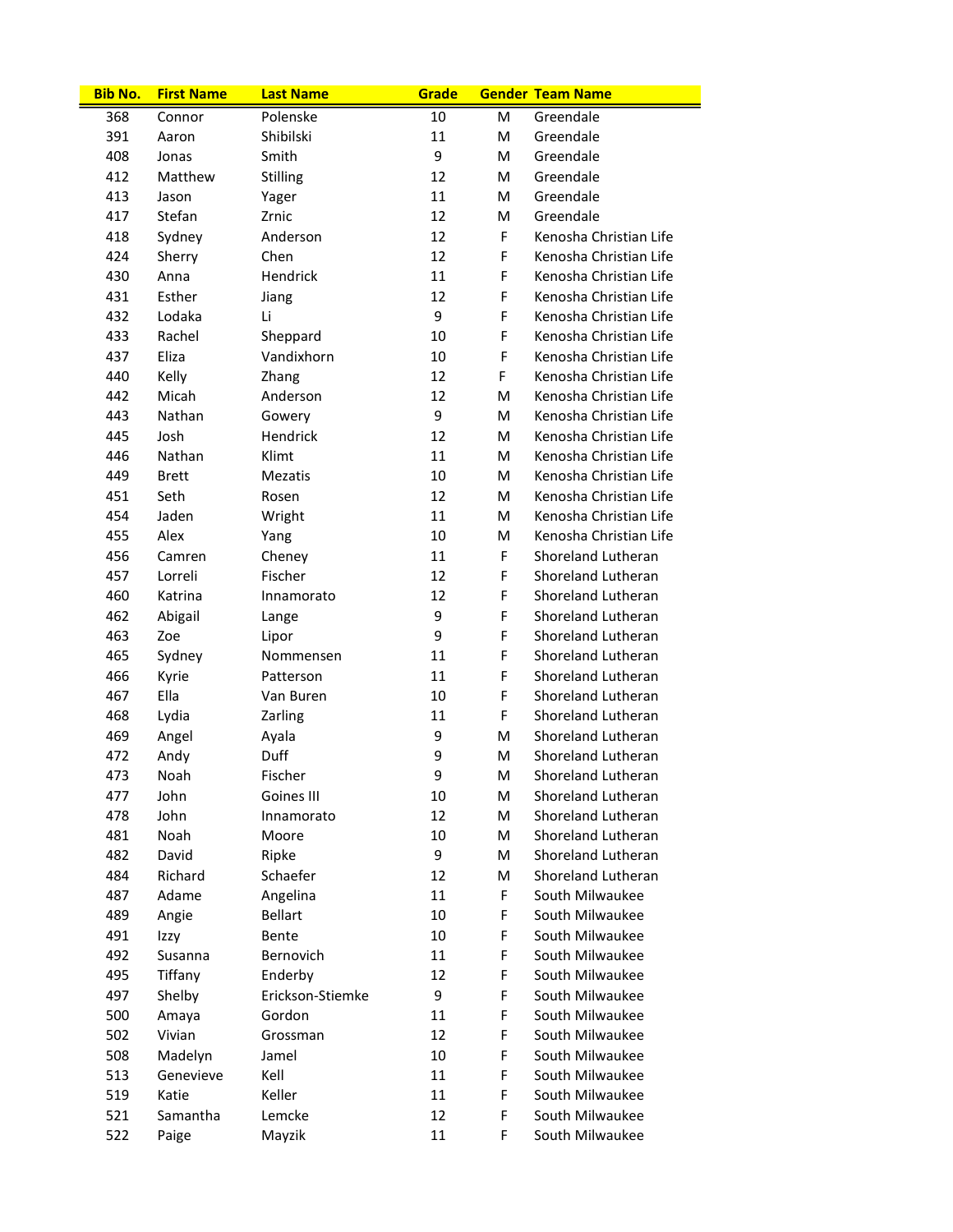| Bib No. | First Name | Last Name | Grade | Gender | Team Name |
|---|---|---|---|---|---|
| 368 | Connor | Polenske | 10 | M | Greendale |
| 391 | Aaron | Shibilski | 11 | M | Greendale |
| 408 | Jonas | Smith | 9 | M | Greendale |
| 412 | Matthew | Stilling | 12 | M | Greendale |
| 413 | Jason | Yager | 11 | M | Greendale |
| 417 | Stefan | Zrnic | 12 | M | Greendale |
| 418 | Sydney | Anderson | 12 | F | Kenosha Christian Life |
| 424 | Sherry | Chen | 12 | F | Kenosha Christian Life |
| 430 | Anna | Hendrick | 11 | F | Kenosha Christian Life |
| 431 | Esther | Jiang | 12 | F | Kenosha Christian Life |
| 432 | Lodaka | Li | 9 | F | Kenosha Christian Life |
| 433 | Rachel | Sheppard | 10 | F | Kenosha Christian Life |
| 437 | Eliza | Vandixhorn | 10 | F | Kenosha Christian Life |
| 440 | Kelly | Zhang | 12 | F | Kenosha Christian Life |
| 442 | Micah | Anderson | 12 | M | Kenosha Christian Life |
| 443 | Nathan | Gowery | 9 | M | Kenosha Christian Life |
| 445 | Josh | Hendrick | 12 | M | Kenosha Christian Life |
| 446 | Nathan | Klimt | 11 | M | Kenosha Christian Life |
| 449 | Brett | Mezatis | 10 | M | Kenosha Christian Life |
| 451 | Seth | Rosen | 12 | M | Kenosha Christian Life |
| 454 | Jaden | Wright | 11 | M | Kenosha Christian Life |
| 455 | Alex | Yang | 10 | M | Kenosha Christian Life |
| 456 | Camren | Cheney | 11 | F | Shoreland Lutheran |
| 457 | Lorreli | Fischer | 12 | F | Shoreland Lutheran |
| 460 | Katrina | Innamorato | 12 | F | Shoreland Lutheran |
| 462 | Abigail | Lange | 9 | F | Shoreland Lutheran |
| 463 | Zoe | Lipor | 9 | F | Shoreland Lutheran |
| 465 | Sydney | Nommensen | 11 | F | Shoreland Lutheran |
| 466 | Kyrie | Patterson | 11 | F | Shoreland Lutheran |
| 467 | Ella | Van Buren | 10 | F | Shoreland Lutheran |
| 468 | Lydia | Zarling | 11 | F | Shoreland Lutheran |
| 469 | Angel | Ayala | 9 | M | Shoreland Lutheran |
| 472 | Andy | Duff | 9 | M | Shoreland Lutheran |
| 473 | Noah | Fischer | 9 | M | Shoreland Lutheran |
| 477 | John | Goines III | 10 | M | Shoreland Lutheran |
| 478 | John | Innamorato | 12 | M | Shoreland Lutheran |
| 481 | Noah | Moore | 10 | M | Shoreland Lutheran |
| 482 | David | Ripke | 9 | M | Shoreland Lutheran |
| 484 | Richard | Schaefer | 12 | M | Shoreland Lutheran |
| 487 | Adame | Angelina | 11 | F | South Milwaukee |
| 489 | Angie | Bellart | 10 | F | South Milwaukee |
| 491 | Izzy | Bente | 10 | F | South Milwaukee |
| 492 | Susanna | Bernovich | 11 | F | South Milwaukee |
| 495 | Tiffany | Enderby | 12 | F | South Milwaukee |
| 497 | Shelby | Erickson-Stiemke | 9 | F | South Milwaukee |
| 500 | Amaya | Gordon | 11 | F | South Milwaukee |
| 502 | Vivian | Grossman | 12 | F | South Milwaukee |
| 508 | Madelyn | Jamel | 10 | F | South Milwaukee |
| 513 | Genevieve | Kell | 11 | F | South Milwaukee |
| 519 | Katie | Keller | 11 | F | South Milwaukee |
| 521 | Samantha | Lemcke | 12 | F | South Milwaukee |
| 522 | Paige | Mayzik | 11 | F | South Milwaukee |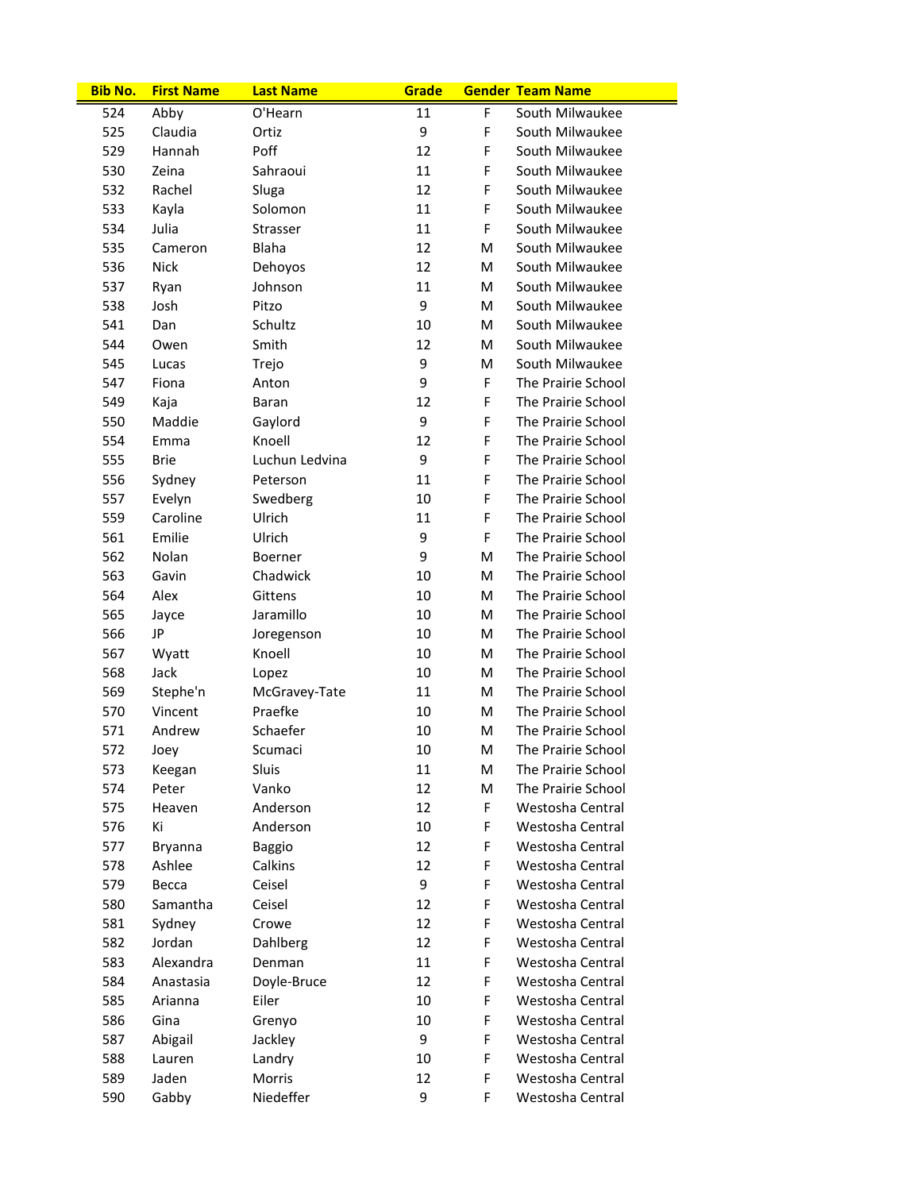| Bib No. | First Name | Last Name | Grade | Gender | Team Name |
| --- | --- | --- | --- | --- | --- |
| 524 | Abby | O'Hearn | 11 | F | South Milwaukee |
| 525 | Claudia | Ortiz | 9 | F | South Milwaukee |
| 529 | Hannah | Poff | 12 | F | South Milwaukee |
| 530 | Zeina | Sahraoui | 11 | F | South Milwaukee |
| 532 | Rachel | Sluga | 12 | F | South Milwaukee |
| 533 | Kayla | Solomon | 11 | F | South Milwaukee |
| 534 | Julia | Strasser | 11 | F | South Milwaukee |
| 535 | Cameron | Blaha | 12 | M | South Milwaukee |
| 536 | Nick | Dehoyos | 12 | M | South Milwaukee |
| 537 | Ryan | Johnson | 11 | M | South Milwaukee |
| 538 | Josh | Pitzo | 9 | M | South Milwaukee |
| 541 | Dan | Schultz | 10 | M | South Milwaukee |
| 544 | Owen | Smith | 12 | M | South Milwaukee |
| 545 | Lucas | Trejo | 9 | M | South Milwaukee |
| 547 | Fiona | Anton | 9 | F | The Prairie School |
| 549 | Kaja | Baran | 12 | F | The Prairie School |
| 550 | Maddie | Gaylord | 9 | F | The Prairie School |
| 554 | Emma | Knoell | 12 | F | The Prairie School |
| 555 | Brie | Luchun Ledvina | 9 | F | The Prairie School |
| 556 | Sydney | Peterson | 11 | F | The Prairie School |
| 557 | Evelyn | Swedberg | 10 | F | The Prairie School |
| 559 | Caroline | Ulrich | 11 | F | The Prairie School |
| 561 | Emilie | Ulrich | 9 | F | The Prairie School |
| 562 | Nolan | Boerner | 9 | M | The Prairie School |
| 563 | Gavin | Chadwick | 10 | M | The Prairie School |
| 564 | Alex | Gittens | 10 | M | The Prairie School |
| 565 | Jayce | Jaramillo | 10 | M | The Prairie School |
| 566 | JP | Joregenson | 10 | M | The Prairie School |
| 567 | Wyatt | Knoell | 10 | M | The Prairie School |
| 568 | Jack | Lopez | 10 | M | The Prairie School |
| 569 | Stephe'n | McGravey-Tate | 11 | M | The Prairie School |
| 570 | Vincent | Praefke | 10 | M | The Prairie School |
| 571 | Andrew | Schaefer | 10 | M | The Prairie School |
| 572 | Joey | Scumaci | 10 | M | The Prairie School |
| 573 | Keegan | Sluis | 11 | M | The Prairie School |
| 574 | Peter | Vanko | 12 | M | The Prairie School |
| 575 | Heaven | Anderson | 12 | F | Westosha Central |
| 576 | Ki | Anderson | 10 | F | Westosha Central |
| 577 | Bryanna | Baggio | 12 | F | Westosha Central |
| 578 | Ashlee | Calkins | 12 | F | Westosha Central |
| 579 | Becca | Ceisel | 9 | F | Westosha Central |
| 580 | Samantha | Ceisel | 12 | F | Westosha Central |
| 581 | Sydney | Crowe | 12 | F | Westosha Central |
| 582 | Jordan | Dahlberg | 12 | F | Westosha Central |
| 583 | Alexandra | Denman | 11 | F | Westosha Central |
| 584 | Anastasia | Doyle-Bruce | 12 | F | Westosha Central |
| 585 | Arianna | Eiler | 10 | F | Westosha Central |
| 586 | Gina | Grenyo | 10 | F | Westosha Central |
| 587 | Abigail | Jackley | 9 | F | Westosha Central |
| 588 | Lauren | Landry | 10 | F | Westosha Central |
| 589 | Jaden | Morris | 12 | F | Westosha Central |
| 590 | Gabby | Niedeffer | 9 | F | Westosha Central |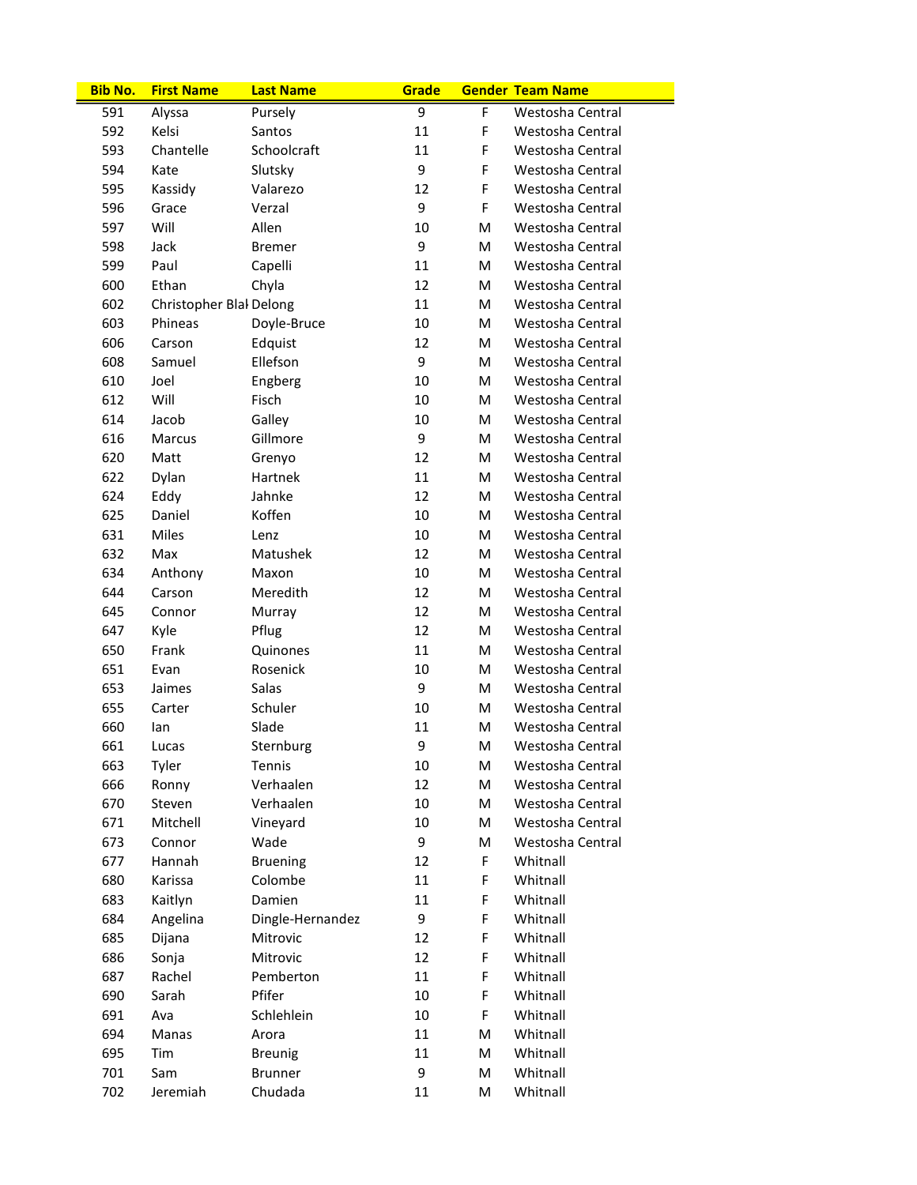| Bib No. | First Name | Last Name | Grade | Gender | Team Name |
|---|---|---|---|---|---|
| 591 | Alyssa | Pursely | 9 | F | Westosha Central |
| 592 | Kelsi | Santos | 11 | F | Westosha Central |
| 593 | Chantelle | Schoolcraft | 11 | F | Westosha Central |
| 594 | Kate | Slutsky | 9 | F | Westosha Central |
| 595 | Kassidy | Valarezo | 12 | F | Westosha Central |
| 596 | Grace | Verzal | 9 | F | Westosha Central |
| 597 | Will | Allen | 10 | M | Westosha Central |
| 598 | Jack | Bremer | 9 | M | Westosha Central |
| 599 | Paul | Capelli | 11 | M | Westosha Central |
| 600 | Ethan | Chyla | 12 | M | Westosha Central |
| 602 | Christopher Blal | Delong | 11 | M | Westosha Central |
| 603 | Phineas | Doyle-Bruce | 10 | M | Westosha Central |
| 606 | Carson | Edquist | 12 | M | Westosha Central |
| 608 | Samuel | Ellefson | 9 | M | Westosha Central |
| 610 | Joel | Engberg | 10 | M | Westosha Central |
| 612 | Will | Fisch | 10 | M | Westosha Central |
| 614 | Jacob | Galley | 10 | M | Westosha Central |
| 616 | Marcus | Gillmore | 9 | M | Westosha Central |
| 620 | Matt | Grenyo | 12 | M | Westosha Central |
| 622 | Dylan | Hartnek | 11 | M | Westosha Central |
| 624 | Eddy | Jahnke | 12 | M | Westosha Central |
| 625 | Daniel | Koffen | 10 | M | Westosha Central |
| 631 | Miles | Lenz | 10 | M | Westosha Central |
| 632 | Max | Matushek | 12 | M | Westosha Central |
| 634 | Anthony | Maxon | 10 | M | Westosha Central |
| 644 | Carson | Meredith | 12 | M | Westosha Central |
| 645 | Connor | Murray | 12 | M | Westosha Central |
| 647 | Kyle | Pflug | 12 | M | Westosha Central |
| 650 | Frank | Quinones | 11 | M | Westosha Central |
| 651 | Evan | Rosenick | 10 | M | Westosha Central |
| 653 | Jaimes | Salas | 9 | M | Westosha Central |
| 655 | Carter | Schuler | 10 | M | Westosha Central |
| 660 | Ian | Slade | 11 | M | Westosha Central |
| 661 | Lucas | Sternburg | 9 | M | Westosha Central |
| 663 | Tyler | Tennis | 10 | M | Westosha Central |
| 666 | Ronny | Verhaalen | 12 | M | Westosha Central |
| 670 | Steven | Verhaalen | 10 | M | Westosha Central |
| 671 | Mitchell | Vineyard | 10 | M | Westosha Central |
| 673 | Connor | Wade | 9 | M | Westosha Central |
| 677 | Hannah | Bruening | 12 | F | Whitnall |
| 680 | Karissa | Colombe | 11 | F | Whitnall |
| 683 | Kaitlyn | Damien | 11 | F | Whitnall |
| 684 | Angelina | Dingle-Hernandez | 9 | F | Whitnall |
| 685 | Dijana | Mitrovic | 12 | F | Whitnall |
| 686 | Sonja | Mitrovic | 12 | F | Whitnall |
| 687 | Rachel | Pemberton | 11 | F | Whitnall |
| 690 | Sarah | Pfifer | 10 | F | Whitnall |
| 691 | Ava | Schlehlein | 10 | F | Whitnall |
| 694 | Manas | Arora | 11 | M | Whitnall |
| 695 | Tim | Breunig | 11 | M | Whitnall |
| 701 | Sam | Brunner | 9 | M | Whitnall |
| 702 | Jeremiah | Chudada | 11 | M | Whitnall |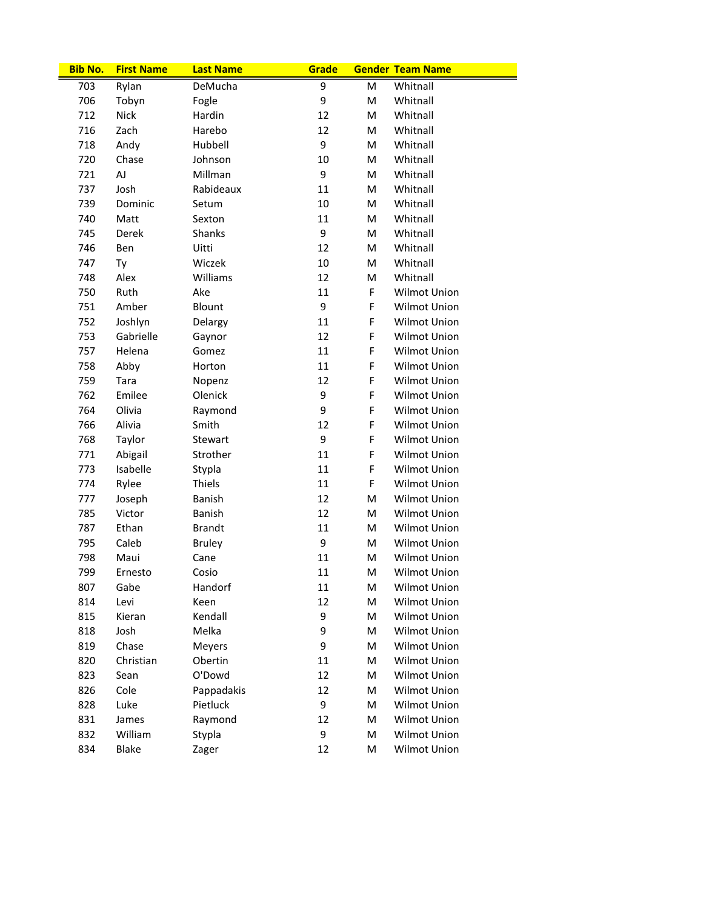| Bib No. | First Name | Last Name | Grade | Gender | Team Name |
|---|---|---|---|---|---|
| 703 | Rylan | DeMucha | 9 | M | Whitnall |
| 706 | Tobyn | Fogle | 9 | M | Whitnall |
| 712 | Nick | Hardin | 12 | M | Whitnall |
| 716 | Zach | Harebo | 12 | M | Whitnall |
| 718 | Andy | Hubbell | 9 | M | Whitnall |
| 720 | Chase | Johnson | 10 | M | Whitnall |
| 721 | AJ | Millman | 9 | M | Whitnall |
| 737 | Josh | Rabideaux | 11 | M | Whitnall |
| 739 | Dominic | Setum | 10 | M | Whitnall |
| 740 | Matt | Sexton | 11 | M | Whitnall |
| 745 | Derek | Shanks | 9 | M | Whitnall |
| 746 | Ben | Uitti | 12 | M | Whitnall |
| 747 | Ty | Wiczek | 10 | M | Whitnall |
| 748 | Alex | Williams | 12 | M | Whitnall |
| 750 | Ruth | Ake | 11 | F | Wilmot Union |
| 751 | Amber | Blount | 9 | F | Wilmot Union |
| 752 | Joshlyn | Delargy | 11 | F | Wilmot Union |
| 753 | Gabrielle | Gaynor | 12 | F | Wilmot Union |
| 757 | Helena | Gomez | 11 | F | Wilmot Union |
| 758 | Abby | Horton | 11 | F | Wilmot Union |
| 759 | Tara | Nopenz | 12 | F | Wilmot Union |
| 762 | Emilee | Olenick | 9 | F | Wilmot Union |
| 764 | Olivia | Raymond | 9 | F | Wilmot Union |
| 766 | Alivia | Smith | 12 | F | Wilmot Union |
| 768 | Taylor | Stewart | 9 | F | Wilmot Union |
| 771 | Abigail | Strother | 11 | F | Wilmot Union |
| 773 | Isabelle | Stypla | 11 | F | Wilmot Union |
| 774 | Rylee | Thiels | 11 | F | Wilmot Union |
| 777 | Joseph | Banish | 12 | M | Wilmot Union |
| 785 | Victor | Banish | 12 | M | Wilmot Union |
| 787 | Ethan | Brandt | 11 | M | Wilmot Union |
| 795 | Caleb | Bruley | 9 | M | Wilmot Union |
| 798 | Maui | Cane | 11 | M | Wilmot Union |
| 799 | Ernesto | Cosio | 11 | M | Wilmot Union |
| 807 | Gabe | Handorf | 11 | M | Wilmot Union |
| 814 | Levi | Keen | 12 | M | Wilmot Union |
| 815 | Kieran | Kendall | 9 | M | Wilmot Union |
| 818 | Josh | Melka | 9 | M | Wilmot Union |
| 819 | Chase | Meyers | 9 | M | Wilmot Union |
| 820 | Christian | Obertin | 11 | M | Wilmot Union |
| 823 | Sean | O'Dowd | 12 | M | Wilmot Union |
| 826 | Cole | Pappadakis | 12 | M | Wilmot Union |
| 828 | Luke | Pietluck | 9 | M | Wilmot Union |
| 831 | James | Raymond | 12 | M | Wilmot Union |
| 832 | William | Stypla | 9 | M | Wilmot Union |
| 834 | Blake | Zager | 12 | M | Wilmot Union |